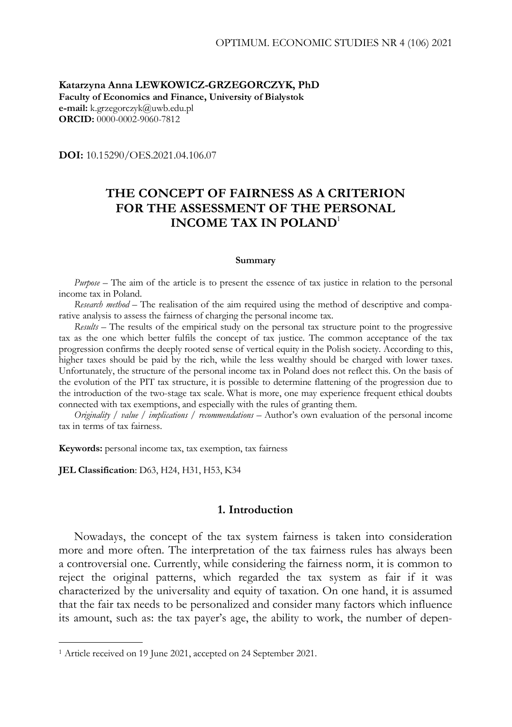**Katarzyna Anna LEWKOWICZ-GRZEGORCZYK, PhD**
**Faculty of Economics and Finance, University of Bialystok**
**e-mail:** k.grzegorczyk@uwb.edu.pl
**ORCID:** 0000-0002-9060-7812

**DOI:** 10.15290/OES.2021.04.106.07

# THE CONCEPT OF FAIRNESS AS A CRITERION FOR THE ASSESSMENT OF THE PERSONAL INCOME TAX IN POLAND[1]

## Summary

*Purpose* – The aim of the article is to present the essence of tax justice in relation to the personal income tax in Poland.

*Research method* – The realisation of the aim required using the method of descriptive and comparative analysis to assess the fairness of charging the personal income tax.

*Results* – The results of the empirical study on the personal tax structure point to the progressive tax as the one which better fulfils the concept of tax justice. The common acceptance of the tax progression confirms the deeply rooted sense of vertical equity in the Polish society. According to this, higher taxes should be paid by the rich, while the less wealthy should be charged with lower taxes. Unfortunately, the structure of the personal income tax in Poland does not reflect this. On the basis of the evolution of the PIT tax structure, it is possible to determine flattening of the progression due to the introduction of the two-stage tax scale. What is more, one may experience frequent ethical doubts connected with tax exemptions, and especially with the rules of granting them.

*Originality / value / implications / recommendations* – Author's own evaluation of the personal income tax in terms of tax fairness.

**Keywords:** personal income tax, tax exemption, tax fairness

**JEL Classification**: D63, H24, H31, H53, K34

## 1. Introduction

Nowadays, the concept of the tax system fairness is taken into consideration more and more often. The interpretation of the tax fairness rules has always been a controversial one. Currently, while considering the fairness norm, it is common to reject the original patterns, which regarded the tax system as fair if it was characterized by the universality and equity of taxation. On one hand, it is assumed that the fair tax needs to be personalized and consider many factors which influence its amount, such as: the tax payer's age, the ability to work, the number of depen-

[1] Article received on 19 June 2021, accepted on 24 September 2021.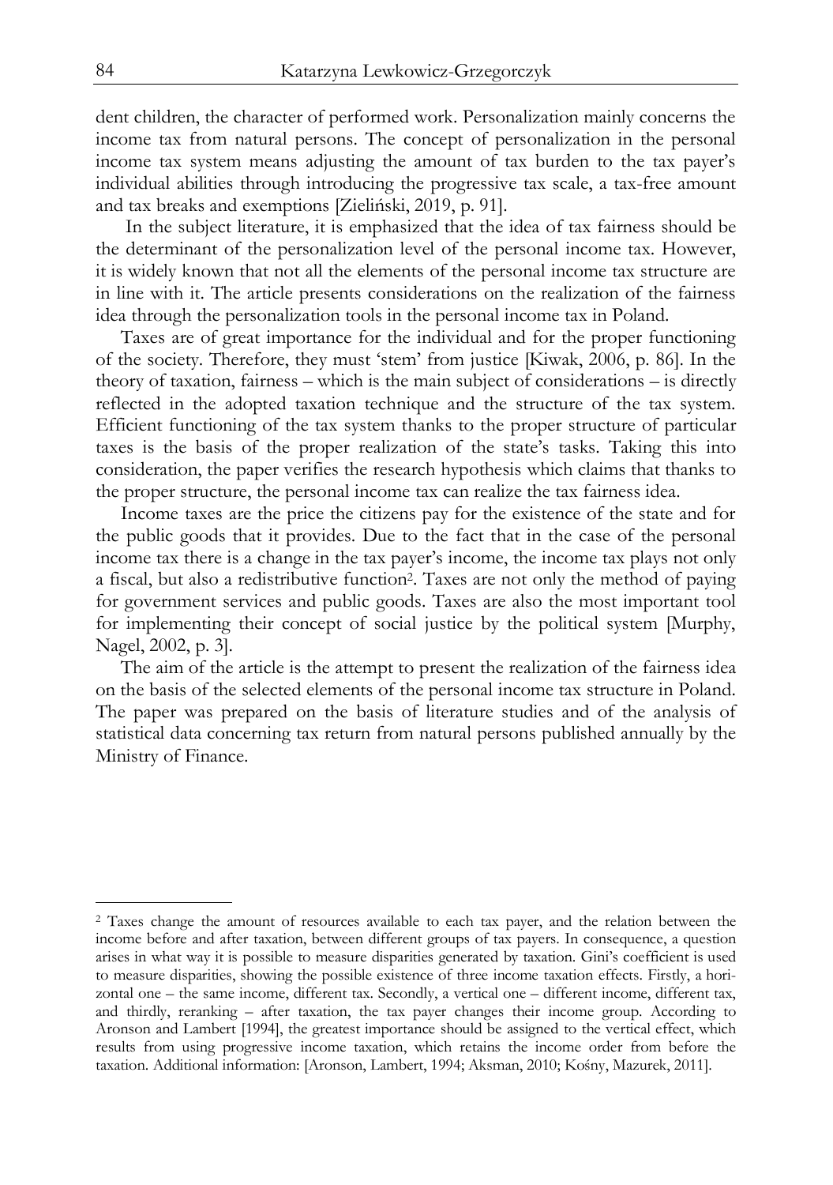dent children, the character of performed work. Personalization mainly concerns the income tax from natural persons. The concept of personalization in the personal income tax system means adjusting the amount of tax burden to the tax payer's individual abilities through introducing the progressive tax scale, a tax-free amount and tax breaks and exemptions [Zieliński, 2019, p. 91].

In the subject literature, it is emphasized that the idea of tax fairness should be the determinant of the personalization level of the personal income tax. However, it is widely known that not all the elements of the personal income tax structure are in line with it. The article presents considerations on the realization of the fairness idea through the personalization tools in the personal income tax in Poland.

Taxes are of great importance for the individual and for the proper functioning of the society. Therefore, they must 'stem' from justice [Kiwak, 2006, p. 86]. In the theory of taxation, fairness – which is the main subject of considerations – is directly reflected in the adopted taxation technique and the structure of the tax system. Efficient functioning of the tax system thanks to the proper structure of particular taxes is the basis of the proper realization of the state's tasks. Taking this into consideration, the paper verifies the research hypothesis which claims that thanks to the proper structure, the personal income tax can realize the tax fairness idea.

Income taxes are the price the citizens pay for the existence of the state and for the public goods that it provides. Due to the fact that in the case of the personal income tax there is a change in the tax payer's income, the income tax plays not only a fiscal, but also a redistributive function[2]. Taxes are not only the method of paying for government services and public goods. Taxes are also the most important tool for implementing their concept of social justice by the political system [Murphy, Nagel, 2002, p. 3].

The aim of the article is the attempt to present the realization of the fairness idea on the basis of the selected elements of the personal income tax structure in Poland. The paper was prepared on the basis of literature studies and of the analysis of statistical data concerning tax return from natural persons published annually by the Ministry of Finance.

---

[2] Taxes change the amount of resources available to each tax payer, and the relation between the income before and after taxation, between different groups of tax payers. In consequence, a question arises in what way it is possible to measure disparities generated by taxation. Gini's coefficient is used to measure disparities, showing the possible existence of three income taxation effects. Firstly, a horizontal one – the same income, different tax. Secondly, a vertical one – different income, different tax, and thirdly, reranking – after taxation, the tax payer changes their income group. According to Aronson and Lambert [1994], the greatest importance should be assigned to the vertical effect, which results from using progressive income taxation, which retains the income order from before the taxation. Additional information: [Aronson, Lambert, 1994; Aksman, 2010; Kośny, Mazurek, 2011].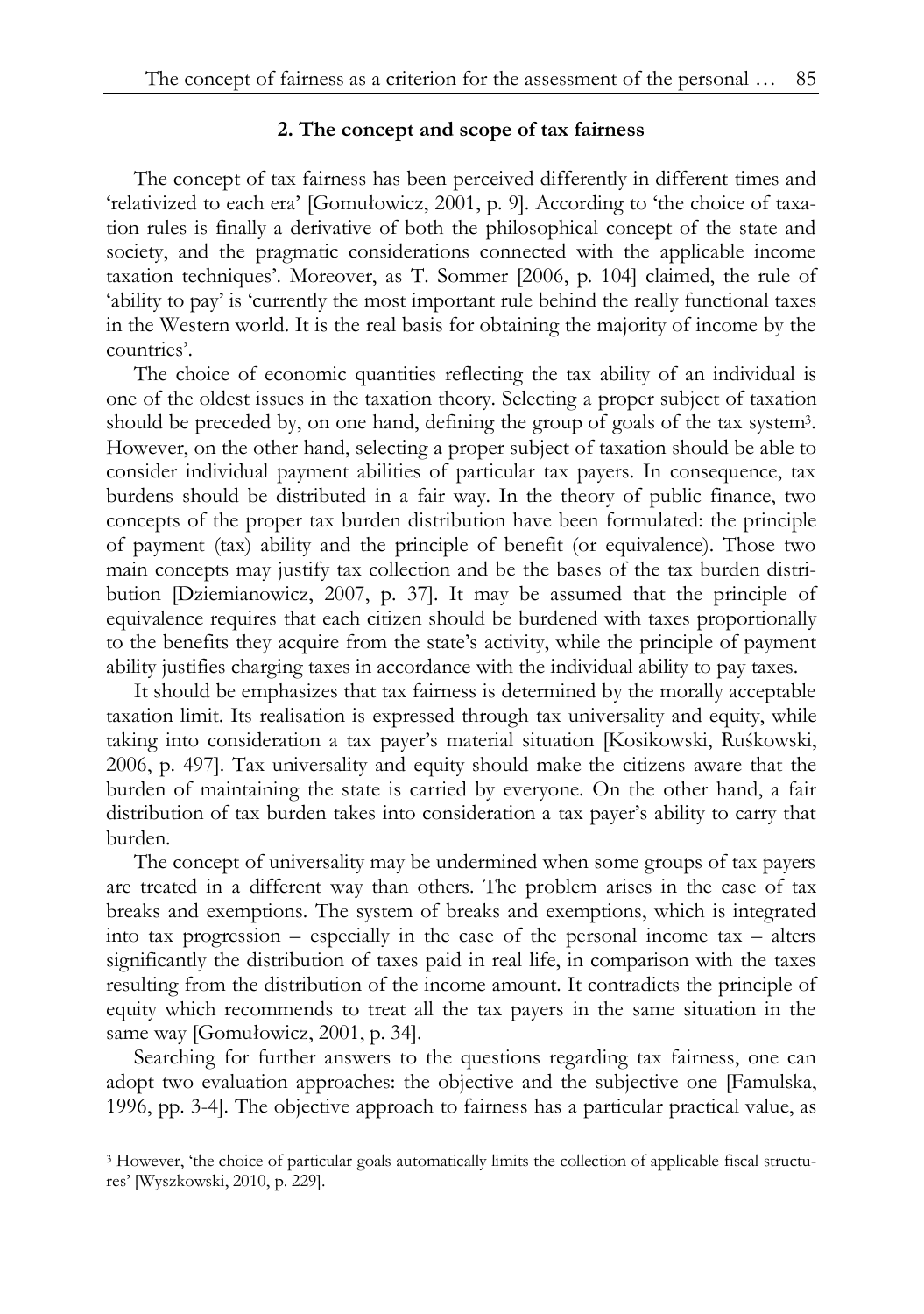## 2. The concept and scope of tax fairness

The concept of tax fairness has been perceived differently in different times and 'relativized to each era' [Gomułowicz, 2001, p. 9]. According to 'the choice of taxation rules is finally a derivative of both the philosophical concept of the state and society, and the pragmatic considerations connected with the applicable income taxation techniques'. Moreover, as T. Sommer [2006, p. 104] claimed, the rule of 'ability to pay' is 'currently the most important rule behind the really functional taxes in the Western world. It is the real basis for obtaining the majority of income by the countries'.

The choice of economic quantities reflecting the tax ability of an individual is one of the oldest issues in the taxation theory. Selecting a proper subject of taxation should be preceded by, on one hand, defining the group of goals of the tax system[3]. However, on the other hand, selecting a proper subject of taxation should be able to consider individual payment abilities of particular tax payers. In consequence, tax burdens should be distributed in a fair way. In the theory of public finance, two concepts of the proper tax burden distribution have been formulated: the principle of payment (tax) ability and the principle of benefit (or equivalence). Those two main concepts may justify tax collection and be the bases of the tax burden distribution [Dziemianowicz, 2007, p. 37]. It may be assumed that the principle of equivalence requires that each citizen should be burdened with taxes proportionally to the benefits they acquire from the state's activity, while the principle of payment ability justifies charging taxes in accordance with the individual ability to pay taxes.

It should be emphasizes that tax fairness is determined by the morally acceptable taxation limit. Its realisation is expressed through tax universality and equity, while taking into consideration a tax payer's material situation [Kosikowski, Ruśkowski, 2006, p. 497]. Tax universality and equity should make the citizens aware that the burden of maintaining the state is carried by everyone. On the other hand, a fair distribution of tax burden takes into consideration a tax payer's ability to carry that burden.

The concept of universality may be undermined when some groups of tax payers are treated in a different way than others. The problem arises in the case of tax breaks and exemptions. The system of breaks and exemptions, which is integrated into tax progression – especially in the case of the personal income tax – alters significantly the distribution of taxes paid in real life, in comparison with the taxes resulting from the distribution of the income amount. It contradicts the principle of equity which recommends to treat all the tax payers in the same situation in the same way [Gomułowicz, 2001, p. 34].

Searching for further answers to the questions regarding tax fairness, one can adopt two evaluation approaches: the objective and the subjective one [Famulska, 1996, pp. 3-4]. The objective approach to fairness has a particular practical value, as

[3] However, 'the choice of particular goals automatically limits the collection of applicable fiscal structures' [Wyszkowski, 2010, p. 229].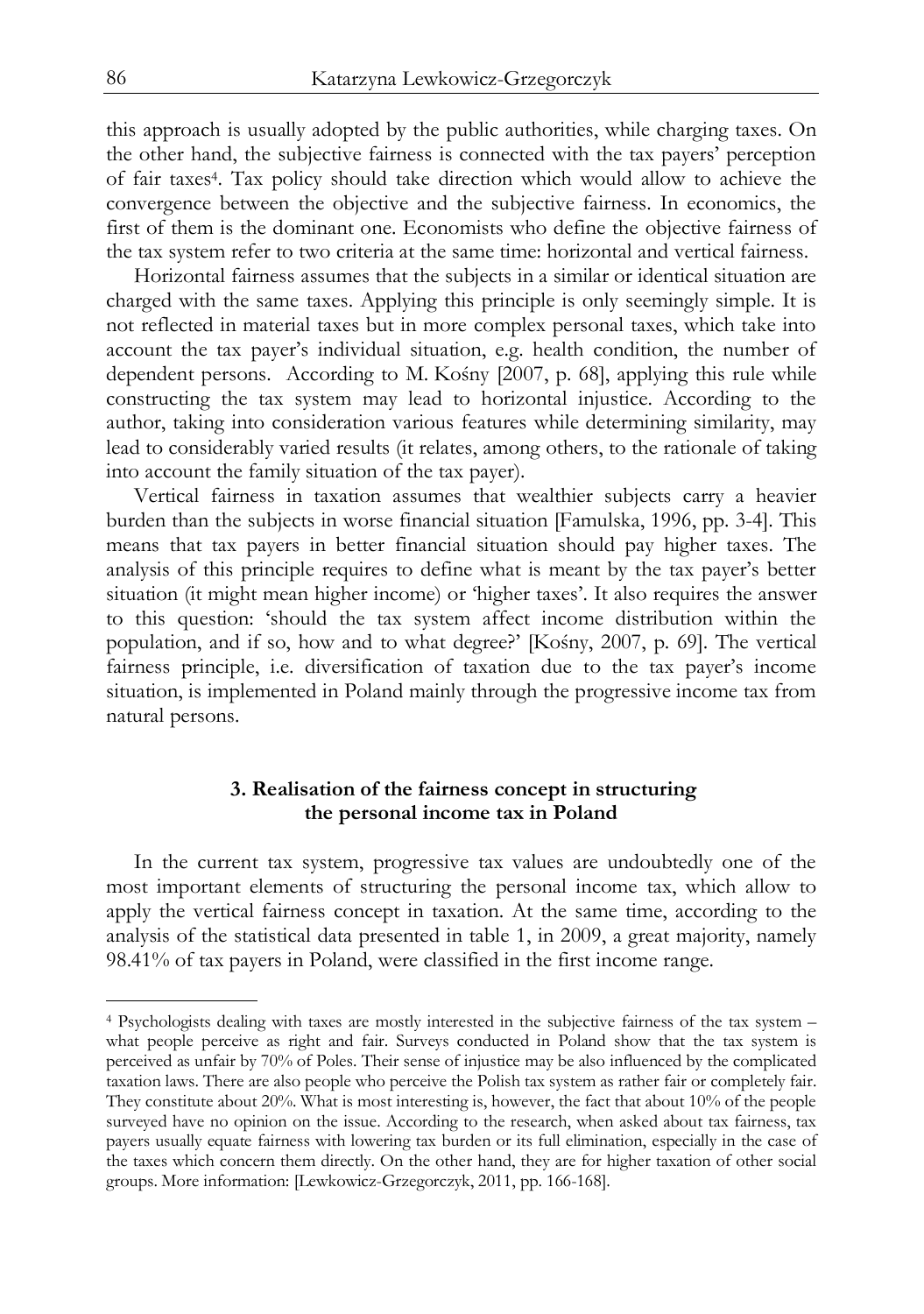this approach is usually adopted by the public authorities, while charging taxes. On the other hand, the subjective fairness is connected with the tax payers' perception of fair taxes[4]. Tax policy should take direction which would allow to achieve the convergence between the objective and the subjective fairness. In economics, the first of them is the dominant one. Economists who define the objective fairness of the tax system refer to two criteria at the same time: horizontal and vertical fairness.

Horizontal fairness assumes that the subjects in a similar or identical situation are charged with the same taxes. Applying this principle is only seemingly simple. It is not reflected in material taxes but in more complex personal taxes, which take into account the tax payer's individual situation, e.g. health condition, the number of dependent persons. According to M. Kośny [2007, p. 68], applying this rule while constructing the tax system may lead to horizontal injustice. According to the author, taking into consideration various features while determining similarity, may lead to considerably varied results (it relates, among others, to the rationale of taking into account the family situation of the tax payer).

Vertical fairness in taxation assumes that wealthier subjects carry a heavier burden than the subjects in worse financial situation [Famulska, 1996, pp. 3-4]. This means that tax payers in better financial situation should pay higher taxes. The analysis of this principle requires to define what is meant by the tax payer's better situation (it might mean higher income) or 'higher taxes'. It also requires the answer to this question: 'should the tax system affect income distribution within the population, and if so, how and to what degree?' [Kośny, 2007, p. 69]. The vertical fairness principle, i.e. diversification of taxation due to the tax payer's income situation, is implemented in Poland mainly through the progressive income tax from natural persons.

## 3. Realisation of the fairness concept in structuring the personal income tax in Poland

In the current tax system, progressive tax values are undoubtedly one of the most important elements of structuring the personal income tax, which allow to apply the vertical fairness concept in taxation. At the same time, according to the analysis of the statistical data presented in table 1, in 2009, a great majority, namely 98.41% of tax payers in Poland, were classified in the first income range.

---

[4] Psychologists dealing with taxes are mostly interested in the subjective fairness of the tax system – what people perceive as right and fair. Surveys conducted in Poland show that the tax system is perceived as unfair by 70% of Poles. Their sense of injustice may be also influenced by the complicated taxation laws. There are also people who perceive the Polish tax system as rather fair or completely fair. They constitute about 20%. What is most interesting is, however, the fact that about 10% of the people surveyed have no opinion on the issue. According to the research, when asked about tax fairness, tax payers usually equate fairness with lowering tax burden or its full elimination, especially in the case of the taxes which concern them directly. On the other hand, they are for higher taxation of other social groups. More information: [Lewkowicz-Grzegorczyk, 2011, pp. 166-168].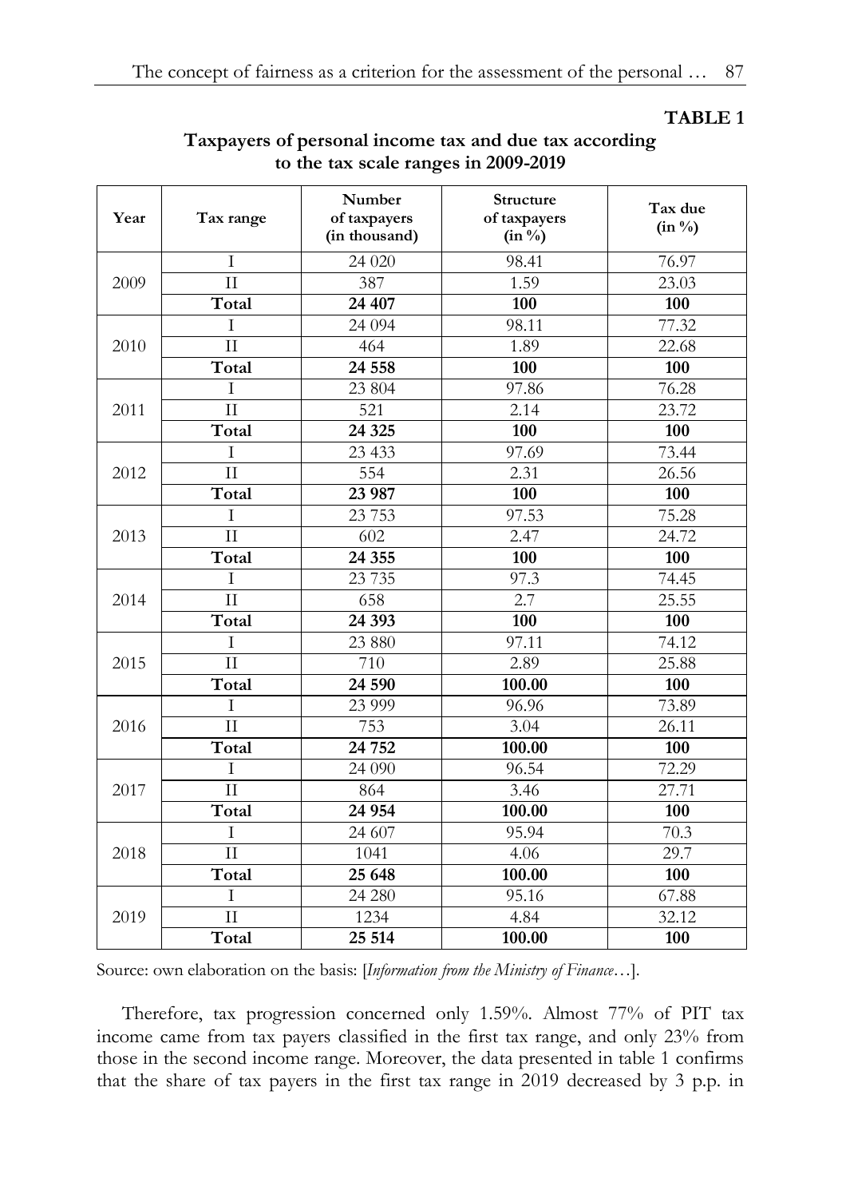**TABLE 1**

**Taxpayers of personal income tax and due tax according to the tax scale ranges in 2009-2019**

| Year | Tax range | Number of taxpayers (in thousand) | Structure of taxpayers (in %) | Tax due (in %) |
|---|---|---|---|---|
| 2009 | I | 24 020 | 98.41 | 76.97 |
| | II | 387 | 1.59 | 23.03 |
| | **Total** | **24 407** | **100** | **100** |
| 2010 | I | 24 094 | 98.11 | 77.32 |
| | II | 464 | 1.89 | 22.68 |
| | **Total** | **24 558** | **100** | **100** |
| 2011 | I | 23 804 | 97.86 | 76.28 |
| | II | 521 | 2.14 | 23.72 |
| | **Total** | **24 325** | **100** | **100** |
| 2012 | I | 23 433 | 97.69 | 73.44 |
| | II | 554 | 2.31 | 26.56 |
| | **Total** | **23 987** | **100** | **100** |
| 2013 | I | 23 753 | 97.53 | 75.28 |
| | II | 602 | 2.47 | 24.72 |
| | **Total** | **24 355** | **100** | **100** |
| 2014 | I | 23 735 | 97.3 | 74.45 |
| | II | 658 | 2.7 | 25.55 |
| | **Total** | **24 393** | **100** | **100** |
| 2015 | I | 23 880 | 97.11 | 74.12 |
| | II | 710 | 2.89 | 25.88 |
| | **Total** | **24 590** | **100.00** | **100** |
| 2016 | I | 23 999 | 96.96 | 73.89 |
| | II | 753 | 3.04 | 26.11 |
| | **Total** | **24 752** | **100.00** | **100** |
| 2017 | I | 24 090 | 96.54 | 72.29 |
| | II | 864 | 3.46 | 27.71 |
| | **Total** | **24 954** | **100.00** | **100** |
| 2018 | I | 24 607 | 95.94 | 70.3 |
| | II | 1041 | 4.06 | 29.7 |
| | **Total** | **25 648** | **100.00** | **100** |
| 2019 | I | 24 280 | 95.16 | 67.88 |
| | II | 1234 | 4.84 | 32.12 |
| | **Total** | **25 514** | **100.00** | **100** |

Source: own elaboration on the basis: [*Information from the Ministry of Finance*…].

Therefore, tax progression concerned only 1.59%. Almost 77% of PIT tax income came from tax payers classified in the first tax range, and only 23% from those in the second income range. Moreover, the data presented in table 1 confirms that the share of tax payers in the first tax range in 2019 decreased by 3 p.p. in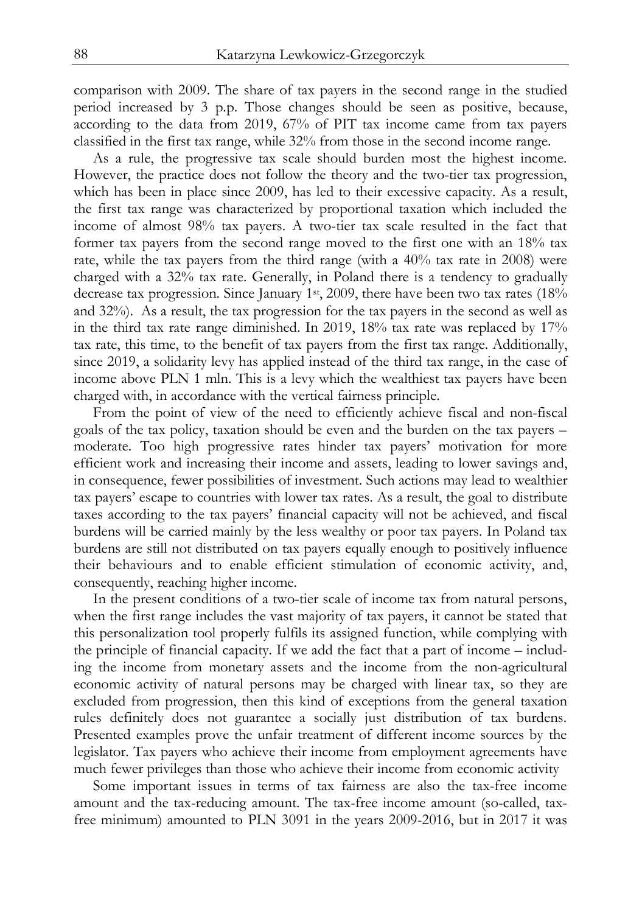comparison with 2009. The share of tax payers in the second range in the studied period increased by 3 p.p. Those changes should be seen as positive, because, according to the data from 2019, 67% of PIT tax income came from tax payers classified in the first tax range, while 32% from those in the second income range.

As a rule, the progressive tax scale should burden most the highest income. However, the practice does not follow the theory and the two-tier tax progression, which has been in place since 2009, has led to their excessive capacity. As a result, the first tax range was characterized by proportional taxation which included the income of almost 98% tax payers. A two-tier tax scale resulted in the fact that former tax payers from the second range moved to the first one with an 18% tax rate, while the tax payers from the third range (with a 40% tax rate in 2008) were charged with a 32% tax rate. Generally, in Poland there is a tendency to gradually decrease tax progression. Since January 1st, 2009, there have been two tax rates (18% and 32%). As a result, the tax progression for the tax payers in the second as well as in the third tax rate range diminished. In 2019, 18% tax rate was replaced by 17% tax rate, this time, to the benefit of tax payers from the first tax range. Additionally, since 2019, a solidarity levy has applied instead of the third tax range, in the case of income above PLN 1 mln. This is a levy which the wealthiest tax payers have been charged with, in accordance with the vertical fairness principle.

From the point of view of the need to efficiently achieve fiscal and non-fiscal goals of the tax policy, taxation should be even and the burden on the tax payers – moderate. Too high progressive rates hinder tax payers' motivation for more efficient work and increasing their income and assets, leading to lower savings and, in consequence, fewer possibilities of investment. Such actions may lead to wealthier tax payers' escape to countries with lower tax rates. As a result, the goal to distribute taxes according to the tax payers' financial capacity will not be achieved, and fiscal burdens will be carried mainly by the less wealthy or poor tax payers. In Poland tax burdens are still not distributed on tax payers equally enough to positively influence their behaviours and to enable efficient stimulation of economic activity, and, consequently, reaching higher income.

In the present conditions of a two-tier scale of income tax from natural persons, when the first range includes the vast majority of tax payers, it cannot be stated that this personalization tool properly fulfils its assigned function, while complying with the principle of financial capacity. If we add the fact that a part of income – including the income from monetary assets and the income from the non-agricultural economic activity of natural persons may be charged with linear tax, so they are excluded from progression, then this kind of exceptions from the general taxation rules definitely does not guarantee a socially just distribution of tax burdens. Presented examples prove the unfair treatment of different income sources by the legislator. Tax payers who achieve their income from employment agreements have much fewer privileges than those who achieve their income from economic activity

Some important issues in terms of tax fairness are also the tax-free income amount and the tax-reducing amount. The tax-free income amount (so-called, tax-free minimum) amounted to PLN 3091 in the years 2009-2016, but in 2017 it was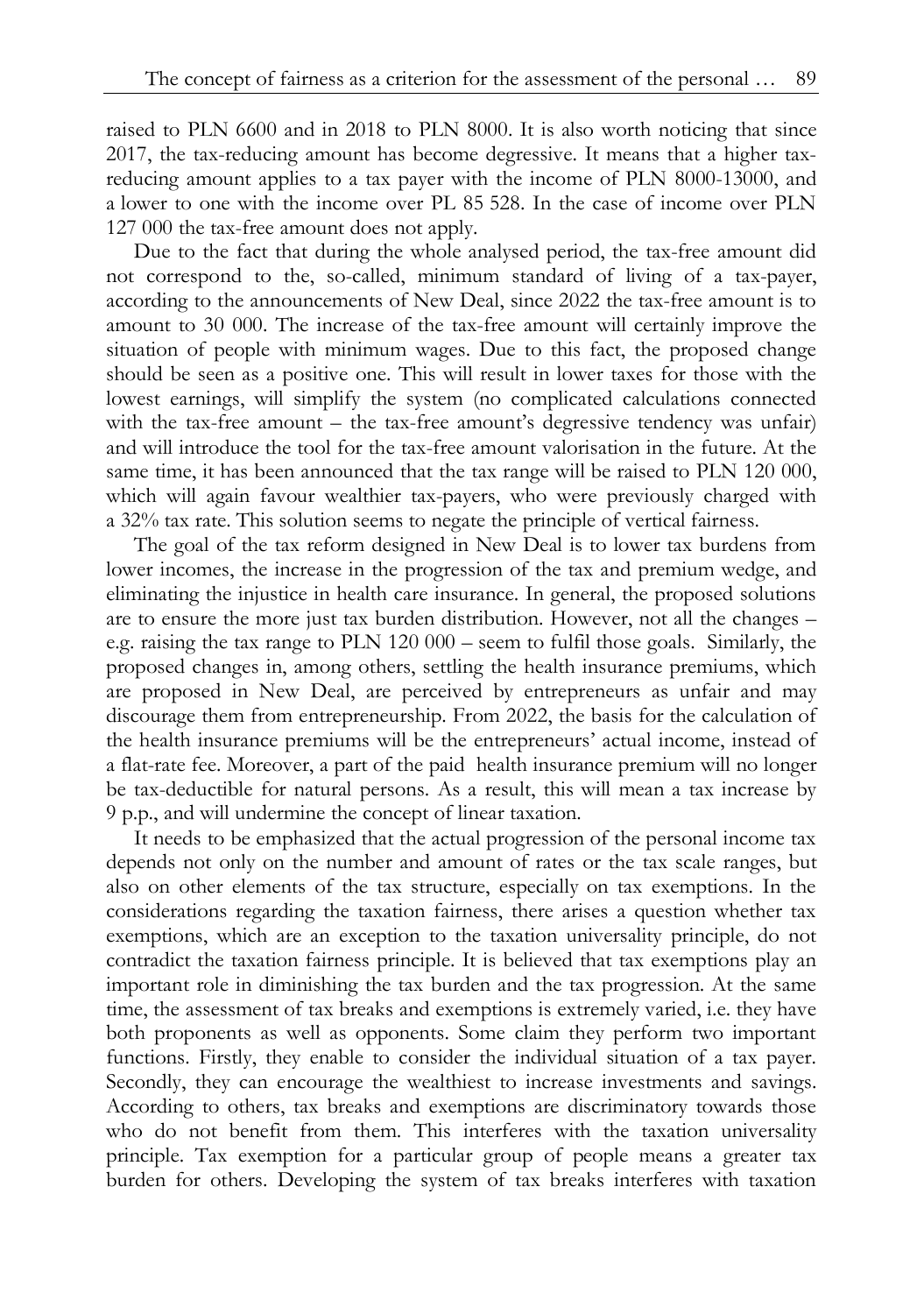raised to PLN 6600 and in 2018 to PLN 8000. It is also worth noticing that since 2017, the tax-reducing amount has become degressive. It means that a higher tax-reducing amount applies to a tax payer with the income of PLN 8000-13000, and a lower to one with the income over PL 85 528. In the case of income over PLN 127 000 the tax-free amount does not apply.

Due to the fact that during the whole analysed period, the tax-free amount did not correspond to the, so-called, minimum standard of living of a tax-payer, according to the announcements of New Deal, since 2022 the tax-free amount is to amount to 30 000. The increase of the tax-free amount will certainly improve the situation of people with minimum wages. Due to this fact, the proposed change should be seen as a positive one. This will result in lower taxes for those with the lowest earnings, will simplify the system (no complicated calculations connected with the tax-free amount – the tax-free amount's degressive tendency was unfair) and will introduce the tool for the tax-free amount valorisation in the future. At the same time, it has been announced that the tax range will be raised to PLN 120 000, which will again favour wealthier tax-payers, who were previously charged with a 32% tax rate. This solution seems to negate the principle of vertical fairness.

The goal of the tax reform designed in New Deal is to lower tax burdens from lower incomes, the increase in the progression of the tax and premium wedge, and eliminating the injustice in health care insurance. In general, the proposed solutions are to ensure the more just tax burden distribution. However, not all the changes – e.g. raising the tax range to PLN 120 000 – seem to fulfil those goals. Similarly, the proposed changes in, among others, settling the health insurance premiums, which are proposed in New Deal, are perceived by entrepreneurs as unfair and may discourage them from entrepreneurship. From 2022, the basis for the calculation of the health insurance premiums will be the entrepreneurs' actual income, instead of a flat-rate fee. Moreover, a part of the paid health insurance premium will no longer be tax-deductible for natural persons. As a result, this will mean a tax increase by 9 p.p., and will undermine the concept of linear taxation.

It needs to be emphasized that the actual progression of the personal income tax depends not only on the number and amount of rates or the tax scale ranges, but also on other elements of the tax structure, especially on tax exemptions. In the considerations regarding the taxation fairness, there arises a question whether tax exemptions, which are an exception to the taxation universality principle, do not contradict the taxation fairness principle. It is believed that tax exemptions play an important role in diminishing the tax burden and the tax progression. At the same time, the assessment of tax breaks and exemptions is extremely varied, i.e. they have both proponents as well as opponents. Some claim they perform two important functions. Firstly, they enable to consider the individual situation of a tax payer. Secondly, they can encourage the wealthiest to increase investments and savings. According to others, tax breaks and exemptions are discriminatory towards those who do not benefit from them. This interferes with the taxation universality principle. Tax exemption for a particular group of people means a greater tax burden for others. Developing the system of tax breaks interferes with taxation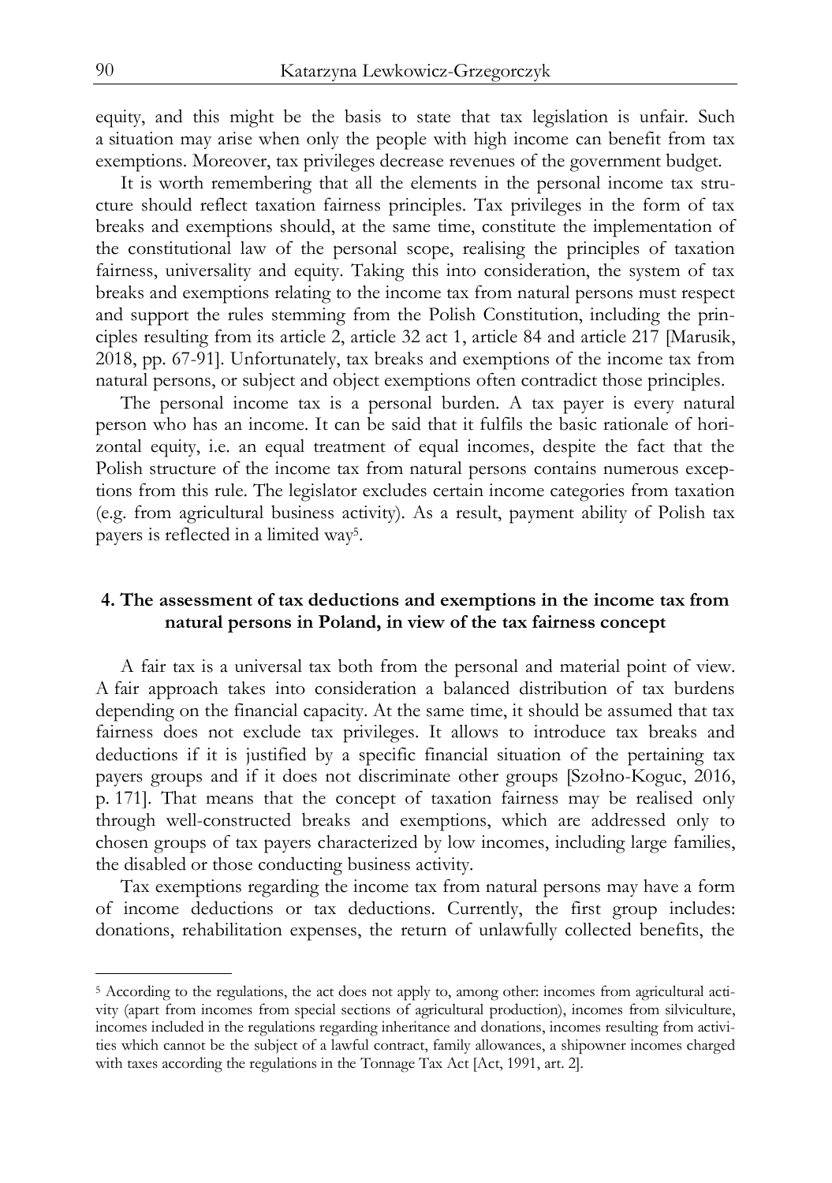equity, and this might be the basis to state that tax legislation is unfair. Such a situation may arise when only the people with high income can benefit from tax exemptions. Moreover, tax privileges decrease revenues of the government budget.

It is worth remembering that all the elements in the personal income tax structure should reflect taxation fairness principles. Tax privileges in the form of tax breaks and exemptions should, at the same time, constitute the implementation of the constitutional law of the personal scope, realising the principles of taxation fairness, universality and equity. Taking this into consideration, the system of tax breaks and exemptions relating to the income tax from natural persons must respect and support the rules stemming from the Polish Constitution, including the principles resulting from its article 2, article 32 act 1, article 84 and article 217 [Marusik, 2018, pp. 67-91]. Unfortunately, tax breaks and exemptions of the income tax from natural persons, or subject and object exemptions often contradict those principles.

The personal income tax is a personal burden. A tax payer is every natural person who has an income. It can be said that it fulfils the basic rationale of horizontal equity, i.e. an equal treatment of equal incomes, despite the fact that the Polish structure of the income tax from natural persons contains numerous exceptions from this rule. The legislator excludes certain income categories from taxation (e.g. from agricultural business activity). As a result, payment ability of Polish tax payers is reflected in a limited way[5].

## 4. The assessment of tax deductions and exemptions in the income tax from natural persons in Poland, in view of the tax fairness concept

A fair tax is a universal tax both from the personal and material point of view. A fair approach takes into consideration a balanced distribution of tax burdens depending on the financial capacity. At the same time, it should be assumed that tax fairness does not exclude tax privileges. It allows to introduce tax breaks and deductions if it is justified by a specific financial situation of the pertaining tax payers groups and if it does not discriminate other groups [Szołno-Koguc, 2016, p. 171]. That means that the concept of taxation fairness may be realised only through well-constructed breaks and exemptions, which are addressed only to chosen groups of tax payers characterized by low incomes, including large families, the disabled or those conducting business activity.

Tax exemptions regarding the income tax from natural persons may have a form of income deductions or tax deductions. Currently, the first group includes: donations, rehabilitation expenses, the return of unlawfully collected benefits, the

---

[5] According to the regulations, the act does not apply to, among other: incomes from agricultural activity (apart from incomes from special sections of agricultural production), incomes from silviculture, incomes included in the regulations regarding inheritance and donations, incomes resulting from activities which cannot be the subject of a lawful contract, family allowances, a shipowner incomes charged with taxes according the regulations in the Tonnage Tax Act [Act, 1991, art. 2].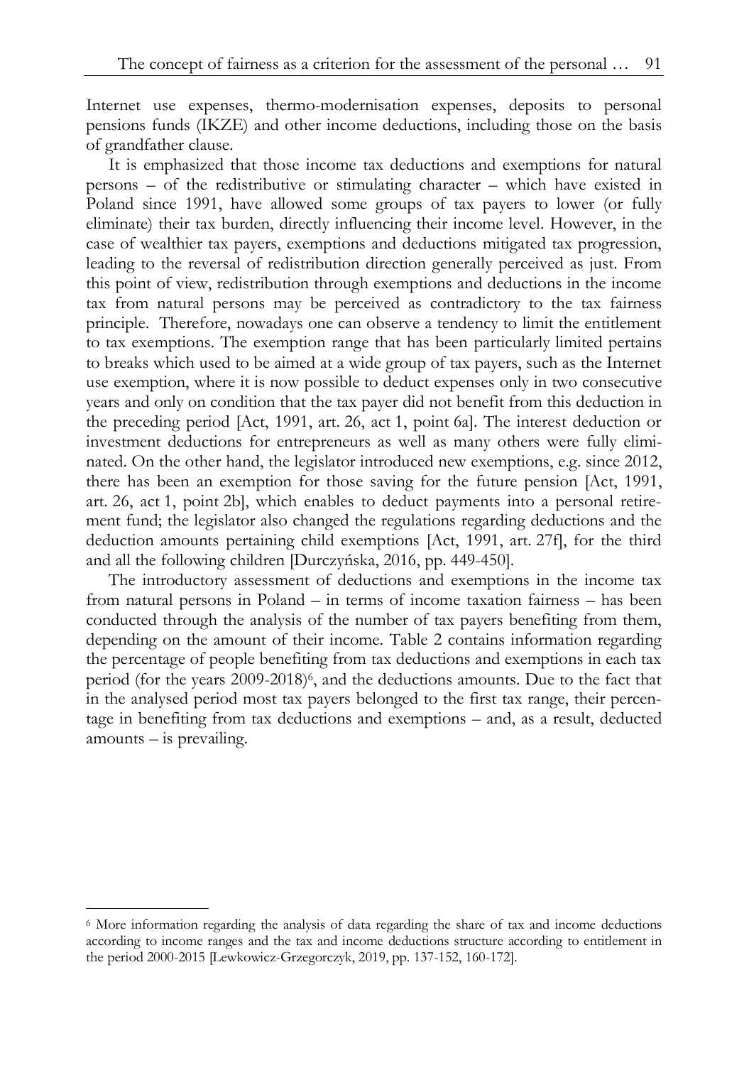Internet use expenses, thermo-modernisation expenses, deposits to personal pensions funds (IKZE) and other income deductions, including those on the basis of grandfather clause.

It is emphasized that those income tax deductions and exemptions for natural persons – of the redistributive or stimulating character – which have existed in Poland since 1991, have allowed some groups of tax payers to lower (or fully eliminate) their tax burden, directly influencing their income level. However, in the case of wealthier tax payers, exemptions and deductions mitigated tax progression, leading to the reversal of redistribution direction generally perceived as just. From this point of view, redistribution through exemptions and deductions in the income tax from natural persons may be perceived as contradictory to the tax fairness principle. Therefore, nowadays one can observe a tendency to limit the entitlement to tax exemptions. The exemption range that has been particularly limited pertains to breaks which used to be aimed at a wide group of tax payers, such as the Internet use exemption, where it is now possible to deduct expenses only in two consecutive years and only on condition that the tax payer did not benefit from this deduction in the preceding period [Act, 1991, art. 26, act 1, point 6a]. The interest deduction or investment deductions for entrepreneurs as well as many others were fully eliminated. On the other hand, the legislator introduced new exemptions, e.g. since 2012, there has been an exemption for those saving for the future pension [Act, 1991, art. 26, act 1, point 2b], which enables to deduct payments into a personal retirement fund; the legislator also changed the regulations regarding deductions and the deduction amounts pertaining child exemptions [Act, 1991, art. 27f], for the third and all the following children [Durczyńska, 2016, pp. 449-450].

The introductory assessment of deductions and exemptions in the income tax from natural persons in Poland – in terms of income taxation fairness – has been conducted through the analysis of the number of tax payers benefiting from them, depending on the amount of their income. Table 2 contains information regarding the percentage of people benefiting from tax deductions and exemptions in each tax period (for the years 2009-2018)[6], and the deductions amounts. Due to the fact that in the analysed period most tax payers belonged to the first tax range, their percentage in benefiting from tax deductions and exemptions – and, as a result, deducted amounts – is prevailing.

[6] More information regarding the analysis of data regarding the share of tax and income deductions according to income ranges and the tax and income deductions structure according to entitlement in the period 2000-2015 [Lewkowicz-Grzegorczyk, 2019, pp. 137-152, 160-172].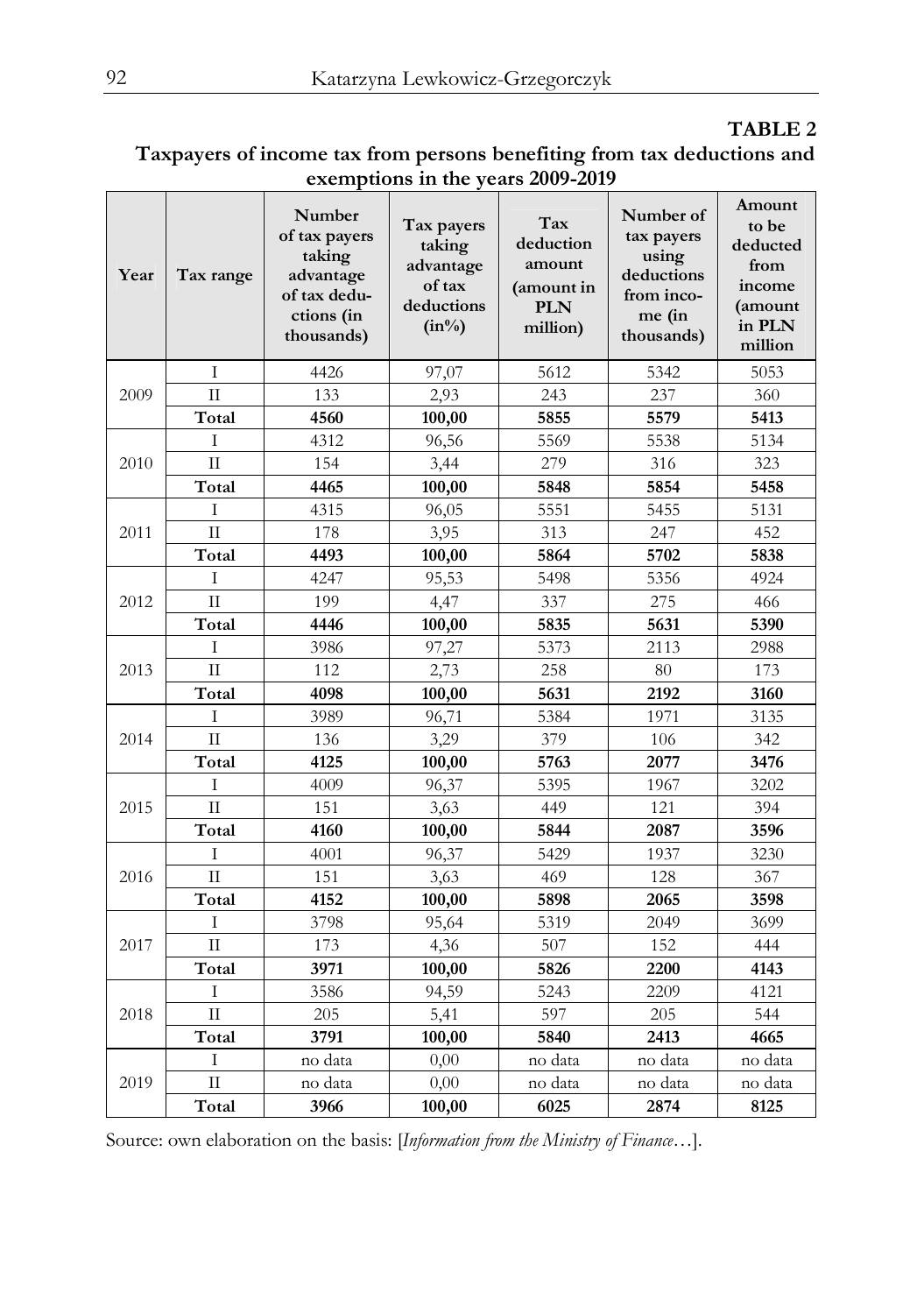**TABLE 2**

**Taxpayers of income tax from persons benefiting from tax deductions and exemptions in the years 2009-2019**

| Year | Tax range | Number of tax payers taking advantage of tax deductions (in thousands) | Tax payers taking advantage of tax deductions (in%) | Tax deduction amount (amount in PLN million) | Number of tax payers using deductions from income (in thousands) | Amount to be deducted from income (amount in PLN million |
|---|---|---|---|---|---|---|
| 2009 | I | 4426 | 97,07 | 5612 | 5342 | 5053 |
| | II | 133 | 2,93 | 243 | 237 | 360 |
| | **Total** | **4560** | **100,00** | **5855** | **5579** | **5413** |
| 2010 | I | 4312 | 96,56 | 5569 | 5538 | 5134 |
| | II | 154 | 3,44 | 279 | 316 | 323 |
| | **Total** | **4465** | **100,00** | **5848** | **5854** | **5458** |
| 2011 | I | 4315 | 96,05 | 5551 | 5455 | 5131 |
| | II | 178 | 3,95 | 313 | 247 | 452 |
| | **Total** | **4493** | **100,00** | **5864** | **5702** | **5838** |
| 2012 | I | 4247 | 95,53 | 5498 | 5356 | 4924 |
| | II | 199 | 4,47 | 337 | 275 | 466 |
| | **Total** | **4446** | **100,00** | **5835** | **5631** | **5390** |
| 2013 | I | 3986 | 97,27 | 5373 | 2113 | 2988 |
| | II | 112 | 2,73 | 258 | 80 | 173 |
| | **Total** | **4098** | **100,00** | **5631** | **2192** | **3160** |
| 2014 | I | 3989 | 96,71 | 5384 | 1971 | 3135 |
| | II | 136 | 3,29 | 379 | 106 | 342 |
| | **Total** | **4125** | **100,00** | **5763** | **2077** | **3476** |
| 2015 | I | 4009 | 96,37 | 5395 | 1967 | 3202 |
| | II | 151 | 3,63 | 449 | 121 | 394 |
| | **Total** | **4160** | **100,00** | **5844** | **2087** | **3596** |
| 2016 | I | 4001 | 96,37 | 5429 | 1937 | 3230 |
| | II | 151 | 3,63 | 469 | 128 | 367 |
| | **Total** | **4152** | **100,00** | **5898** | **2065** | **3598** |
| 2017 | I | 3798 | 95,64 | 5319 | 2049 | 3699 |
| | II | 173 | 4,36 | 507 | 152 | 444 |
| | **Total** | **3971** | **100,00** | **5826** | **2200** | **4143** |
| 2018 | I | 3586 | 94,59 | 5243 | 2209 | 4121 |
| | II | 205 | 5,41 | 597 | 205 | 544 |
| | **Total** | **3791** | **100,00** | **5840** | **2413** | **4665** |
| 2019 | I | no data | 0,00 | no data | no data | no data |
| | II | no data | 0,00 | no data | no data | no data |
| | **Total** | **3966** | **100,00** | **6025** | **2874** | **8125** |

Source: own elaboration on the basis: [*Information from the Ministry of Finance*…].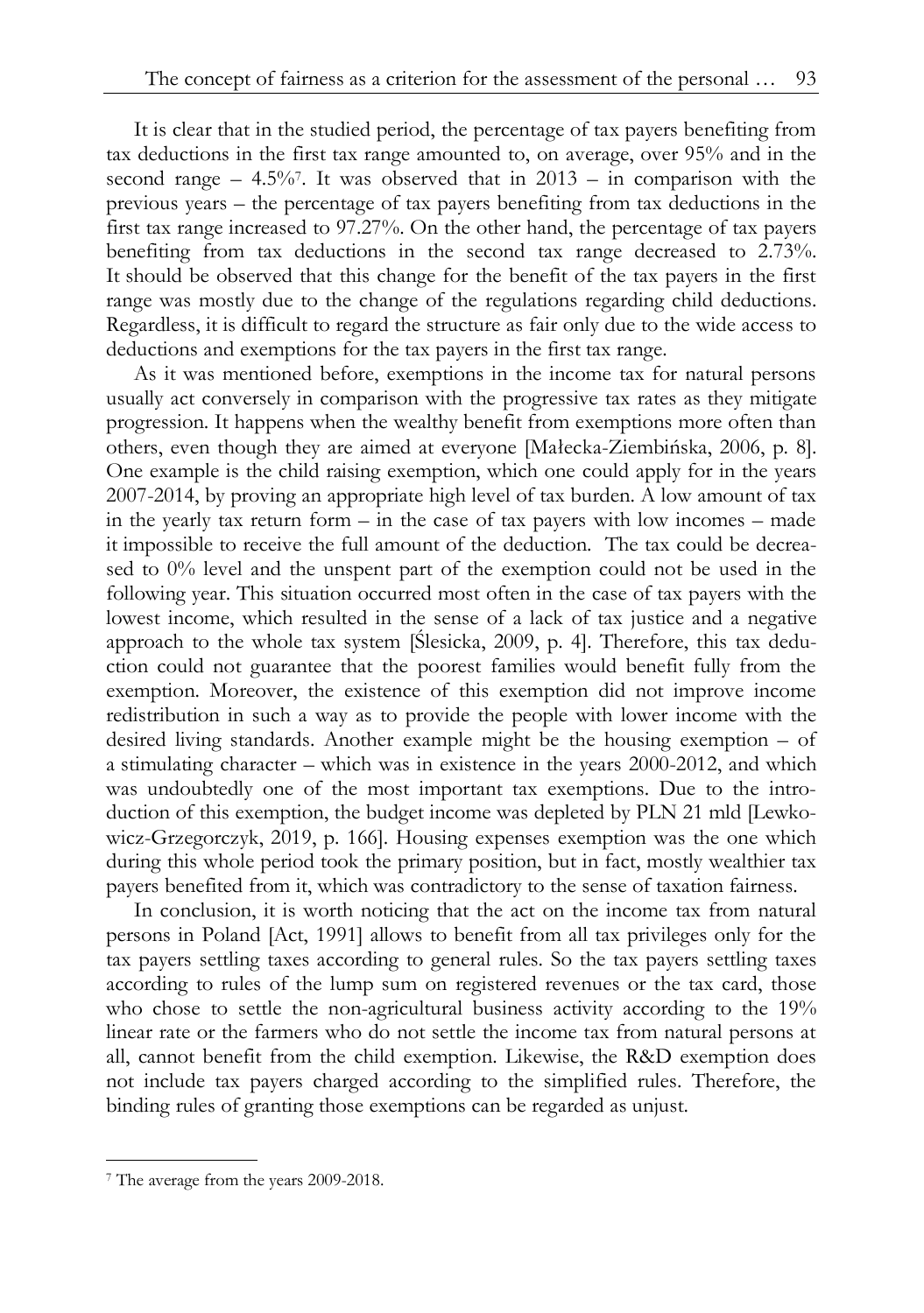It is clear that in the studied period, the percentage of tax payers benefiting from tax deductions in the first tax range amounted to, on average, over 95% and in the second range – 4.5%[7]. It was observed that in 2013 – in comparison with the previous years – the percentage of tax payers benefiting from tax deductions in the first tax range increased to 97.27%. On the other hand, the percentage of tax payers benefiting from tax deductions in the second tax range decreased to 2.73%. It should be observed that this change for the benefit of the tax payers in the first range was mostly due to the change of the regulations regarding child deductions. Regardless, it is difficult to regard the structure as fair only due to the wide access to deductions and exemptions for the tax payers in the first tax range.

As it was mentioned before, exemptions in the income tax for natural persons usually act conversely in comparison with the progressive tax rates as they mitigate progression. It happens when the wealthy benefit from exemptions more often than others, even though they are aimed at everyone [Małecka-Ziembińska, 2006, p. 8]. One example is the child raising exemption, which one could apply for in the years 2007-2014, by proving an appropriate high level of tax burden. A low amount of tax in the yearly tax return form – in the case of tax payers with low incomes – made it impossible to receive the full amount of the deduction. The tax could be decreased to 0% level and the unspent part of the exemption could not be used in the following year. This situation occurred most often in the case of tax payers with the lowest income, which resulted in the sense of a lack of tax justice and a negative approach to the whole tax system [Ślesicka, 2009, p. 4]. Therefore, this tax deduction could not guarantee that the poorest families would benefit fully from the exemption. Moreover, the existence of this exemption did not improve income redistribution in such a way as to provide the people with lower income with the desired living standards. Another example might be the housing exemption – of a stimulating character – which was in existence in the years 2000-2012, and which was undoubtedly one of the most important tax exemptions. Due to the introduction of this exemption, the budget income was depleted by PLN 21 mld [Lewkowicz-Grzegorczyk, 2019, p. 166]. Housing expenses exemption was the one which during this whole period took the primary position, but in fact, mostly wealthier tax payers benefited from it, which was contradictory to the sense of taxation fairness.

In conclusion, it is worth noticing that the act on the income tax from natural persons in Poland [Act, 1991] allows to benefit from all tax privileges only for the tax payers settling taxes according to general rules. So the tax payers settling taxes according to rules of the lump sum on registered revenues or the tax card, those who chose to settle the non-agricultural business activity according to the 19% linear rate or the farmers who do not settle the income tax from natural persons at all, cannot benefit from the child exemption. Likewise, the R&D exemption does not include tax payers charged according to the simplified rules. Therefore, the binding rules of granting those exemptions can be regarded as unjust.

---

[7] The average from the years 2009-2018.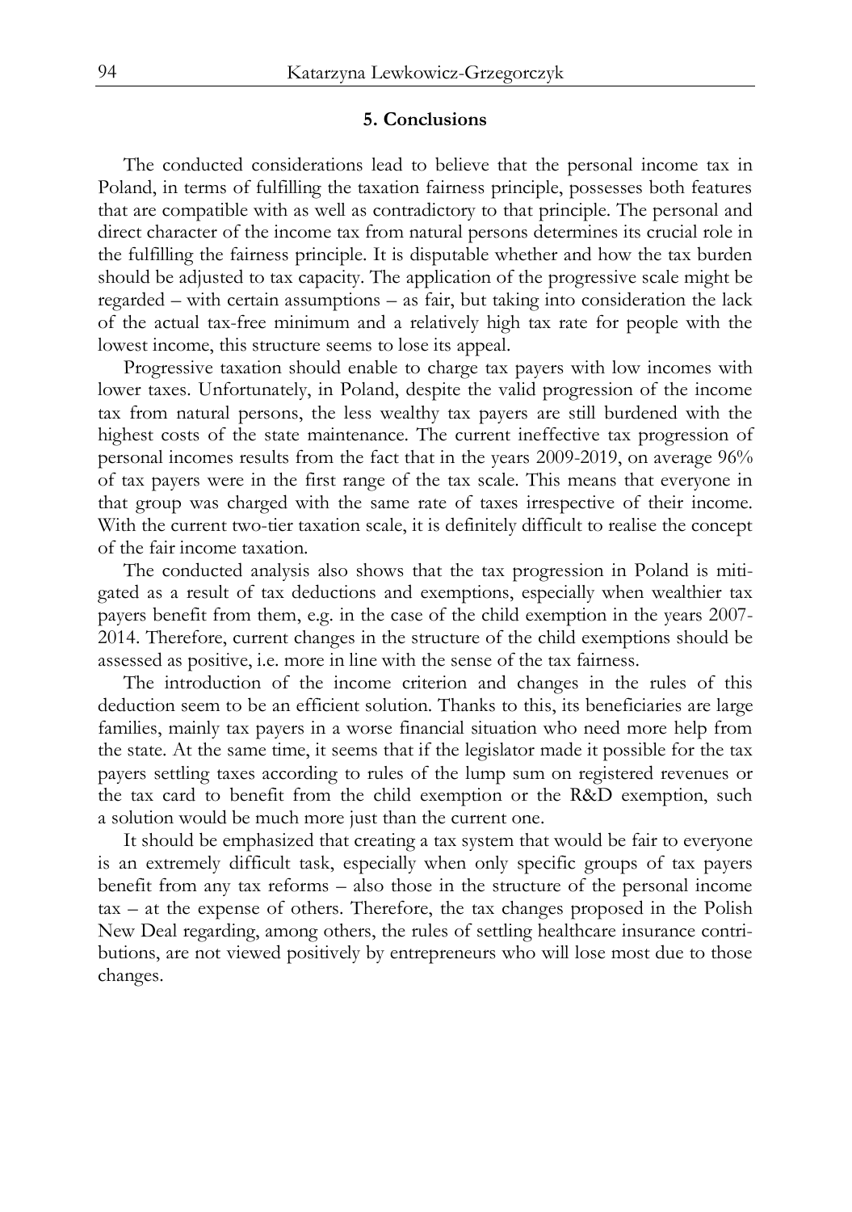## 5. Conclusions

The conducted considerations lead to believe that the personal income tax in Poland, in terms of fulfilling the taxation fairness principle, possesses both features that are compatible with as well as contradictory to that principle. The personal and direct character of the income tax from natural persons determines its crucial role in the fulfilling the fairness principle. It is disputable whether and how the tax burden should be adjusted to tax capacity. The application of the progressive scale might be regarded – with certain assumptions – as fair, but taking into consideration the lack of the actual tax-free minimum and a relatively high tax rate for people with the lowest income, this structure seems to lose its appeal.

Progressive taxation should enable to charge tax payers with low incomes with lower taxes. Unfortunately, in Poland, despite the valid progression of the income tax from natural persons, the less wealthy tax payers are still burdened with the highest costs of the state maintenance. The current ineffective tax progression of personal incomes results from the fact that in the years 2009-2019, on average 96% of tax payers were in the first range of the tax scale. This means that everyone in that group was charged with the same rate of taxes irrespective of their income. With the current two-tier taxation scale, it is definitely difficult to realise the concept of the fair income taxation.

The conducted analysis also shows that the tax progression in Poland is mitigated as a result of tax deductions and exemptions, especially when wealthier tax payers benefit from them, e.g. in the case of the child exemption in the years 2007-2014. Therefore, current changes in the structure of the child exemptions should be assessed as positive, i.e. more in line with the sense of the tax fairness.

The introduction of the income criterion and changes in the rules of this deduction seem to be an efficient solution. Thanks to this, its beneficiaries are large families, mainly tax payers in a worse financial situation who need more help from the state. At the same time, it seems that if the legislator made it possible for the tax payers settling taxes according to rules of the lump sum on registered revenues or the tax card to benefit from the child exemption or the R&D exemption, such a solution would be much more just than the current one.

It should be emphasized that creating a tax system that would be fair to everyone is an extremely difficult task, especially when only specific groups of tax payers benefit from any tax reforms – also those in the structure of the personal income tax – at the expense of others. Therefore, the tax changes proposed in the Polish New Deal regarding, among others, the rules of settling healthcare insurance contributions, are not viewed positively by entrepreneurs who will lose most due to those changes.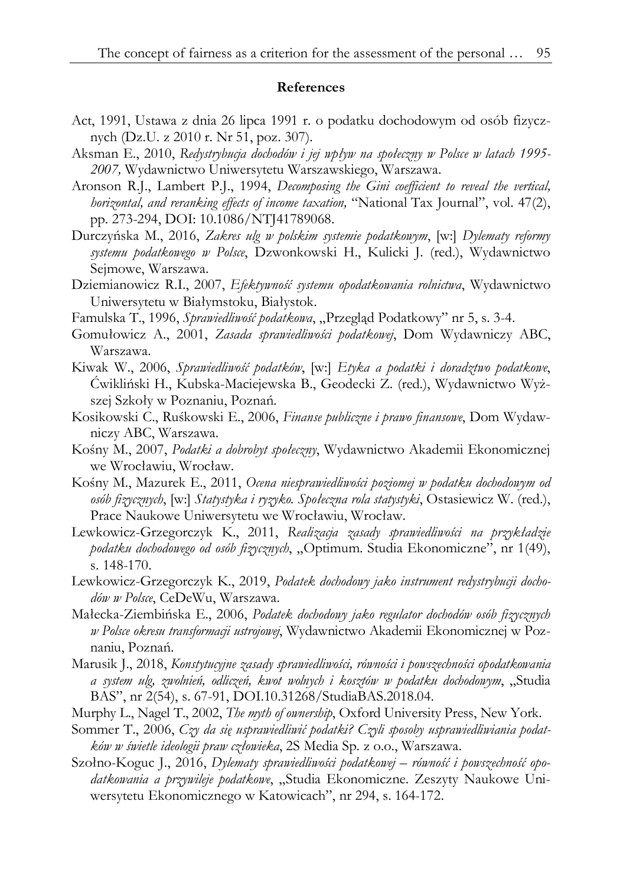## References

Act, 1991, Ustawa z dnia 26 lipca 1991 r. o podatku dochodowym od osób fizycznych (Dz.U. z 2010 r. Nr 51, poz. 307).

Aksman E., 2010, *Redystrybucja dochodów i jej wpływ na społeczny w Polsce w latach 1995-2007,* Wydawnictwo Uniwersytetu Warszawskiego, Warszawa.

Aronson R.J., Lambert P.J., 1994, *Decomposing the Gini coefficient to reveal the vertical, horizontal, and reranking effects of income taxation,* "National Tax Journal", vol. 47(2), pp. 273-294, DOI: 10.1086/NTJ41789068.

Durczyńska M., 2016, *Zakres ulg w polskim systemie podatkowym*, [w:] *Dylematy reformy systemu podatkowego w Polsce*, Dzwonkowski H., Kulicki J. (red.), Wydawnictwo Sejmowe, Warszawa.

Dziemianowicz R.I., 2007, *Efektywność systemu opodatkowania rolnictwa*, Wydawnictwo Uniwersytetu w Białymstoku, Białystok.

Famulska T., 1996, *Sprawiedliwość podatkowa*, „Przegląd Podatkowy" nr 5, s. 3-4.

Gomułowicz A., 2001, *Zasada sprawiedliwości podatkowej*, Dom Wydawniczy ABC, Warszawa.

Kiwak W., 2006, *Sprawiedliwość podatków*, [w:] *Etyka a podatki i doradztwo podatkowe*, Ćwikliński H., Kubska-Maciejewska B., Geodecki Z. (red.), Wydawnictwo Wyższej Szkoły w Poznaniu, Poznań.

Kosikowski C., Ruśkowski E., 2006, *Finanse publiczne i prawo finansowe*, Dom Wydawniczy ABC, Warszawa.

Kośny M., 2007, *Podatki a dobrobyt społeczny*, Wydawnictwo Akademii Ekonomicznej we Wrocławiu, Wrocław.

Kośny M., Mazurek E., 2011, *Ocena niesprawiedliwości poziomej w podatku dochodowym od osób fizycznych*, [w:] *Statystyka i ryzyko. Społeczna rola statystyki*, Ostasiewicz W. (red.), Prace Naukowe Uniwersytetu we Wrocławiu, Wrocław.

Lewkowicz-Grzegorczyk K., 2011, *Realizacja zasady sprawiedliwości na przykładzie podatku dochodowego od osób fizycznych*, „Optimum. Studia Ekonomiczne", nr 1(49), s. 148-170.

Lewkowicz-Grzegorczyk K., 2019, *Podatek dochodowy jako instrument redystrybucji dochodów w Polsce*, CeDeWu, Warszawa.

Małecka-Ziembińska E., 2006, *Podatek dochodowy jako regulator dochodów osób fizycznych w Polsce okresu transformacji ustrojowej*, Wydawnictwo Akademii Ekonomicznej w Poznaniu, Poznań.

Marusik J., 2018, *Konstytucyjne zasady sprawiedliwości, równości i powszechności opodatkowania a system ulg, zwolnień, odliczeń, kwot wolnych i kosztów w podatku dochodowym*, „Studia BAS", nr 2(54), s. 67-91, DOI.10.31268/StudiaBAS.2018.04.

Murphy L., Nagel T., 2002, *The myth of ownership*, Oxford University Press, New York.

Sommer T., 2006, *Czy da się usprawiedliwić podatki? Czyli sposoby usprawiedliwiania podatków w świetle ideologii praw człowieka*, 2S Media Sp. z o.o., Warszawa.

Szołno-Koguc J., 2016, *Dylematy sprawiedliwości podatkowej – równość i powszechność opodatkowania a przywileje podatkowe*, „Studia Ekonomiczne. Zeszyty Naukowe Uniwersytetu Ekonomicznego w Katowicach", nr 294, s. 164-172.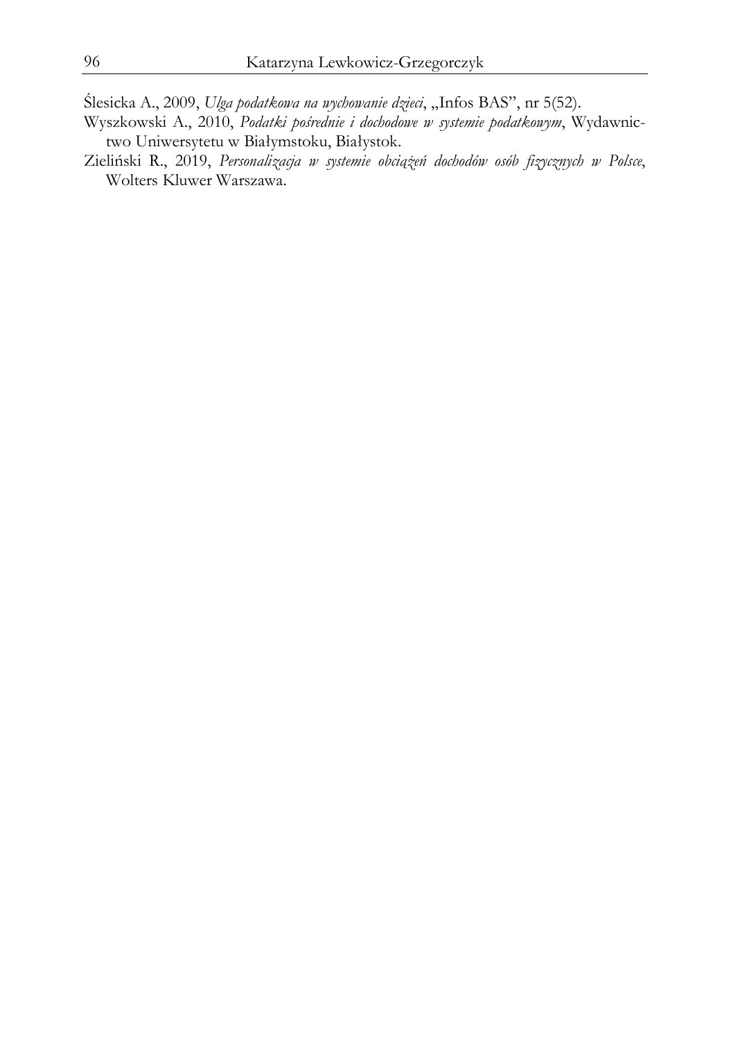Ślesicka A., 2009, *Ulga podatkowa na wychowanie dzieci*, „Infos BAS", nr 5(52).

Wyszkowski A., 2010, *Podatki pośrednie i dochodowe w systemie podatkowym*, Wydawnictwo Uniwersytetu w Białymstoku, Białystok.

Zieliński R., 2019, *Personalizacja w systemie obciążeń dochodów osób fizycznych w Polsce*, Wolters Kluwer Warszawa.